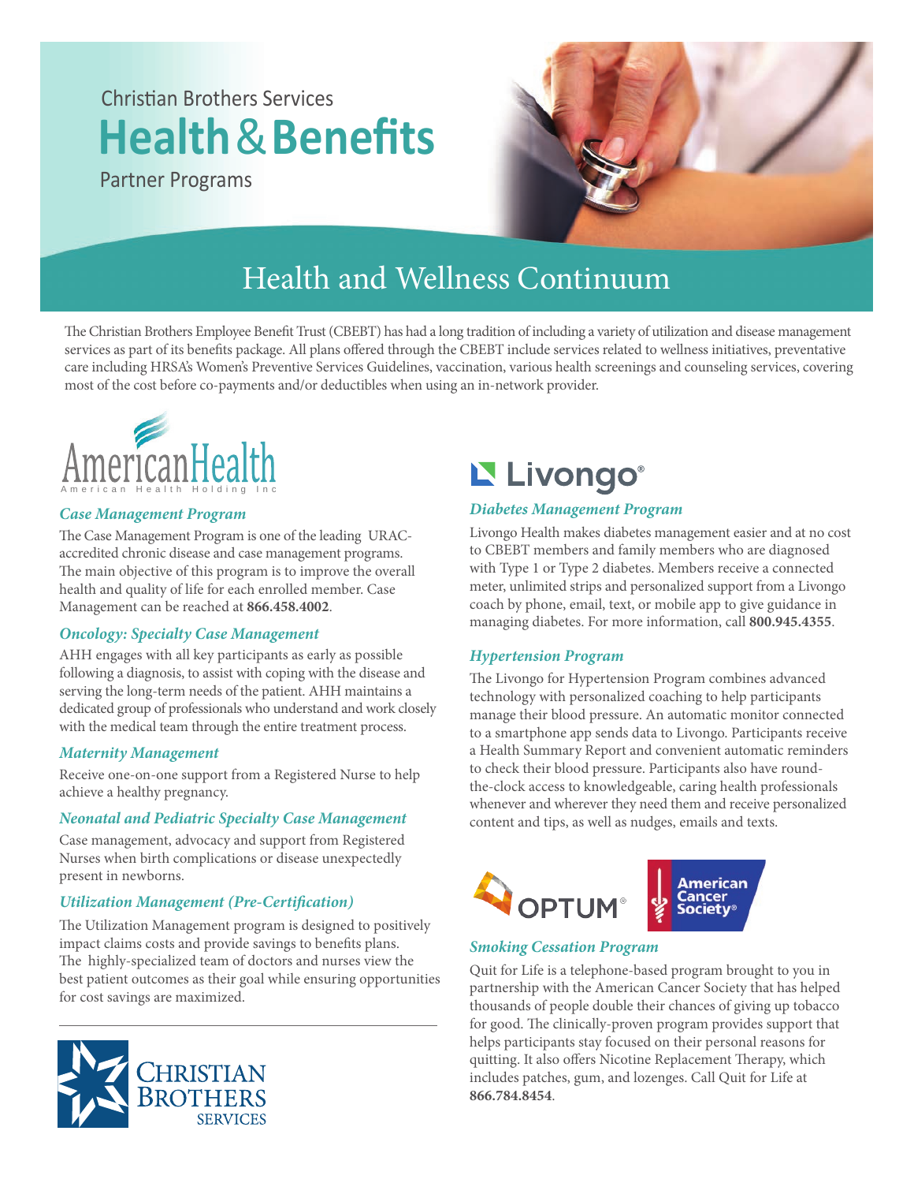Christian Brothers Services

# Health & Benefits

Partner Programs

## Health and Wellness Continuum

The Christian Brothers Employee Benefit Trust (CBEBT) has had a long tradition of including a variety of utilization and disease management services as part of its benefits package. All plans offered through the CBEBT include services related to wellness initiatives, preventative care including HRSA's Women's Preventive Services Guidelines, vaccination, various health screenings and counseling services, covering most of the cost before co-payments and/or deductibles when using an in-network provider.

### AmericanHealth

American Health Holding Inc

#### *Case Management Program*

The Case Management Program is one of the leading URAC-accredited chronic disease and case management programs. The main objective of this program is to improve the overall health and quality of life for each enrolled member. Case Management can be reached at **866.458.4002**.

#### *Oncology: Specialty Case Management*

AHH engages with all key participants as early as possible following a diagnosis, to assist with coping with the disease and serving the long-term needs of the patient. AHH maintains a dedicated group of professionals who understand and work closely with the medical team through the entire treatment process.

#### *Maternity Management*

Receive one-on-one support from a Registered Nurse to help achieve a healthy pregnancy.

#### *Neonatal and Pediatric Specialty Case Management*

Case management, advocacy and support from Registered Nurses when birth complications or disease unexpectedly present in newborns.

#### *Utilization Management (Pre-Certification)*

The Utilization Management program is designed to positively impact claims costs and provide savings to benefits plans. The highly-specialized team of doctors and nurses view the best patient outcomes as their goal while ensuring opportunities for cost savings are maximized.

### Livongo®

#### *Diabetes Management Program*

Livongo Health makes diabetes management easier and at no cost to CBEBT members and family members who are diagnosed with Type 1 or Type 2 diabetes. Members receive a connected meter, unlimited strips and personalized support from a Livongo coach by phone, email, text, or mobile app to give guidance in managing diabetes. For more information, call **800.945.4355**.

#### *Hypertension Program*

The Livongo for Hypertension Program combines advanced technology with personalized coaching to help participants manage their blood pressure. An automatic monitor connected to a smartphone app sends data to Livongo. Participants receive a Health Summary Report and convenient automatic reminders to check their blood pressure. Participants also have round-the-clock access to knowledgeable, caring health professionals whenever and wherever they need them and receive personalized content and tips, as well as nudges, emails and texts.

### OPTUM® / American Cancer Society®

#### *Smoking Cessation Program*

Quit for Life is a telephone-based program brought to you in partnership with the American Cancer Society that has helped thousands of people double their chances of giving up tobacco for good. The clinically-proven program provides support that helps participants stay focused on their personal reasons for quitting. It also offers Nicotine Replacement Therapy, which includes patches, gum, and lozenges. Call Quit for Life at **866.784.8454**.

Christian Brothers Services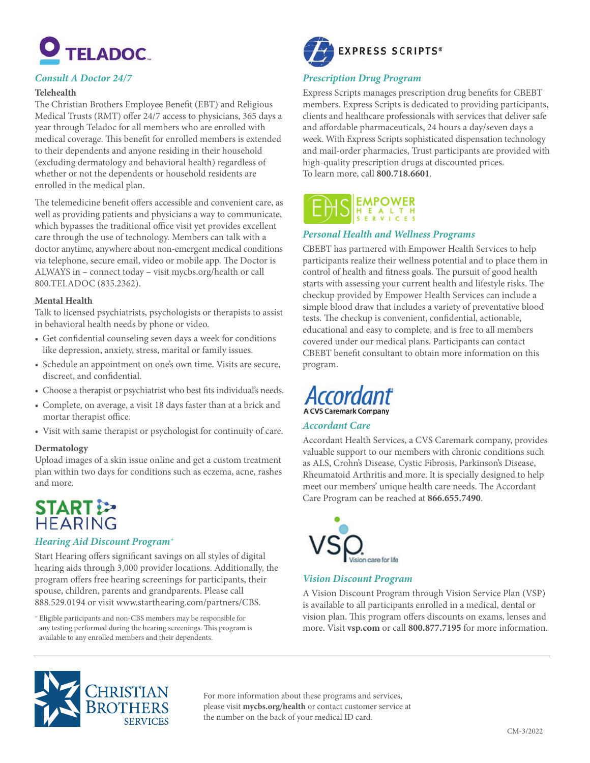## TELADOC

### *Consult A Doctor 24/7*

**Telehealth**

The Christian Brothers Employee Benefit (EBT) and Religious Medical Trusts (RMT) offer 24/7 access to physicians, 365 days a year through Teladoc for all members who are enrolled with medical coverage. This benefit for enrolled members is extended to their dependents and anyone residing in their household (excluding dermatology and behavioral health) regardless of whether or not the dependents or household residents are enrolled in the medical plan.

The telemedicine benefit offers accessible and convenient care, as well as providing patients and physicians a way to communicate, which bypasses the traditional office visit yet provides excellent care through the use of technology. Members can talk with a doctor anytime, anywhere about non-emergent medical conditions via telephone, secure email, video or mobile app. The Doctor is ALWAYS in – connect today – visit mycbs.org/health or call 800.TELADOC (835.2362).

**Mental Health**

Talk to licensed psychiatrists, psychologists or therapists to assist in behavioral health needs by phone or video.

- Get confidential counseling seven days a week for conditions like depression, anxiety, stress, marital or family issues.
- Schedule an appointment on one's own time. Visits are secure, discreet, and confidential.
- Choose a therapist or psychiatrist who best fits individual's needs.
- Complete, on average, a visit 18 days faster than at a brick and mortar therapist office.
- Visit with same therapist or psychologist for continuity of care.

**Dermatology**

Upload images of a skin issue online and get a custom treatment plan within two days for conditions such as eczema, acne, rashes and more.

## START HEARING

### *Hearing Aid Discount Program*[+]

Start Hearing offers significant savings on all styles of digital hearing aids through 3,000 provider locations. Additionally, the program offers free hearing screenings for participants, their spouse, children, parents and grandparents. Please call 888.529.0194 or visit www.starthearing.com/partners/CBS.

[+] Eligible participants and non-CBS members may be responsible for any testing performed during the hearing screenings. This program is available to any enrolled members and their dependents.

## EXPRESS SCRIPTS®

### *Prescription Drug Program*

Express Scripts manages prescription drug benefits for CBEBT members. Express Scripts is dedicated to providing participants, clients and healthcare professionals with services that deliver safe and affordable pharmaceuticals, 24 hours a day/seven days a week. With Express Scripts sophisticated dispensation technology and mail-order pharmacies, Trust participants are provided with high-quality prescription drugs at discounted prices. To learn more, call **800.718.6601**.

## EHS EMPOWER HEALTH SERVICES

### *Personal Health and Wellness Programs*

CBEBT has partnered with Empower Health Services to help participants realize their wellness potential and to place them in control of health and fitness goals. The pursuit of good health starts with assessing your current health and lifestyle risks. The checkup provided by Empower Health Services can include a simple blood draw that includes a variety of preventative blood tests. The checkup is convenient, confidential, actionable, educational and easy to complete, and is free to all members covered under our medical plans. Participants can contact CBEBT benefit consultant to obtain more information on this program.

## Accordant — A CVS Caremark Company

### *Accordant Care*

Accordant Health Services, a CVS Caremark company, provides valuable support to our members with chronic conditions such as ALS, Crohn's Disease, Cystic Fibrosis, Parkinson's Disease, Rheumatoid Arthritis and more. It is specially designed to help meet our members' unique health care needs. The Accordant Care Program can be reached at **866.655.7490**.

## VSP — Vision care for life

### *Vision Discount Program*

A Vision Discount Program through Vision Service Plan (VSP) is available to all participants enrolled in a medical, dental or vision plan. This program offers discounts on exams, lenses and more. Visit **vsp.com** or call **800.877.7195** for more information.

---

CHRISTIAN BROTHERS SERVICES

For more information about these programs and services, please visit **mycbs.org/health** or contact customer service at the number on the back of your medical ID card.

CM-3/2022